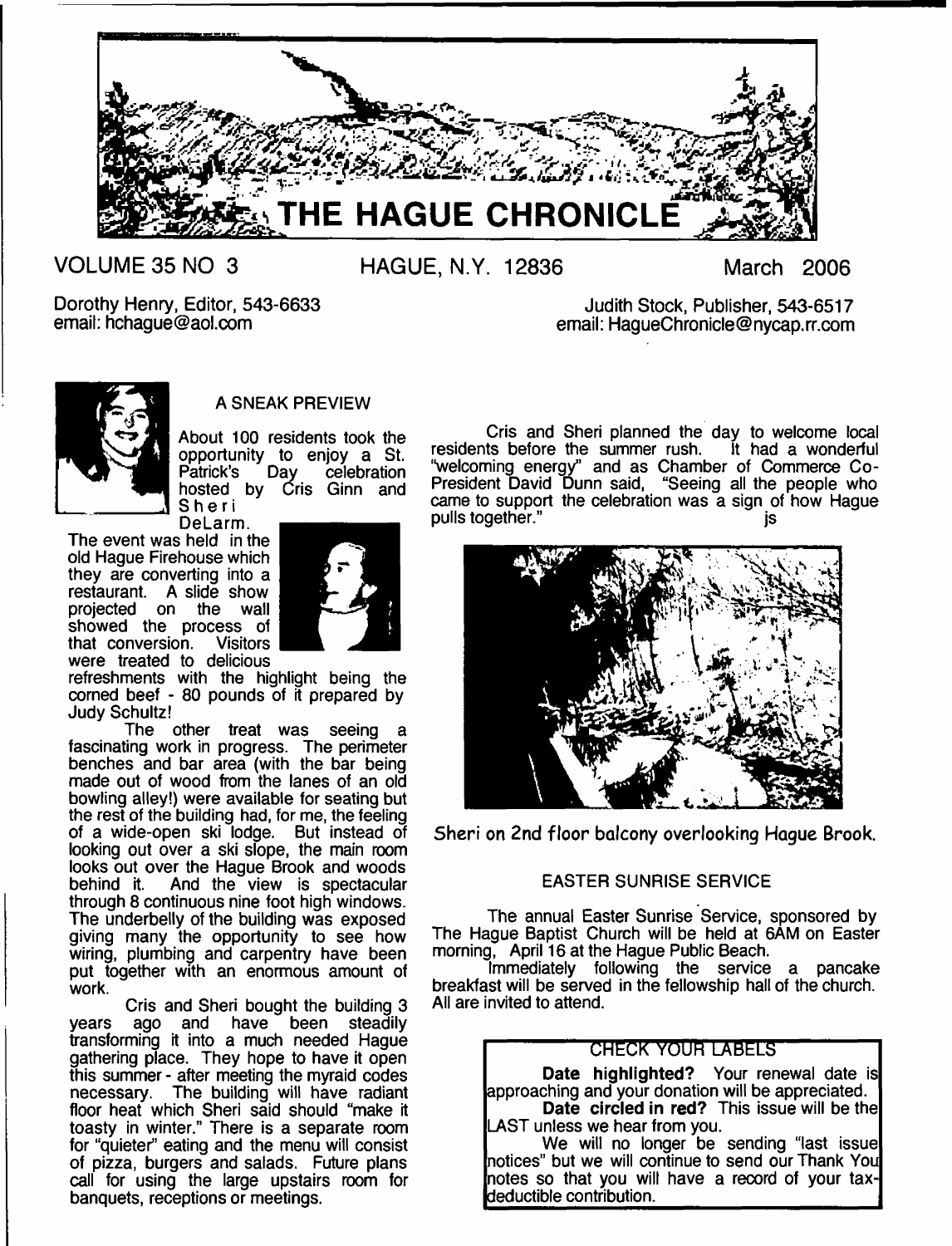# THE HAGUE CHRONICLE

VOLUME 35 NO 3 HAGUE, N.Y. 12836 March 2006

Dorothy Henry, Editor, 543-6633
email: hchague@aol.com

Judith Stock, Publisher, 543-6517
email: HagueChronicle@nycap.rr.com

## A SNEAK PREVIEW

About 100 residents took the opportunity to enjoy a St. Patrick's Day celebration hosted by Cris Ginn and Sheri DeLarm.

The event was held in the old Hague Firehouse which they are converting into a restaurant. A slide show projected on the wall showed the process of that conversion. Visitors were treated to delicious refreshments with the highlight being the corned beef - 80 pounds of it prepared by Judy Schultz!

The other treat was seeing a fascinating work in progress. The perimeter benches and bar area (with the bar being made out of wood from the lanes of an old bowling alley!) were available for seating but the rest of the building had, for me, the feeling of a wide-open ski lodge. But instead of looking out over a ski slope, the main room looks out over the Hague Brook and woods behind it. And the view is spectacular through 8 continuous nine foot high windows. The underbelly of the building was exposed giving many the opportunity to see how wiring, plumbing and carpentry have been put together with an enormous amount of work.

Cris and Sheri bought the building 3 years ago and have been steadily transforming it into a much needed Hague gathering place. They hope to have it open this summer - after meeting the myraid codes necessary. The building will have radiant floor heat which Sheri said should "make it toasty in winter." There is a separate room for "quieter" eating and the menu will consist of pizza, burgers and salads. Future plans call for using the large upstairs room for banquets, receptions or meetings.

Cris and Sheri planned the day to welcome local residents before the summer rush. It had a wonderful "welcoming energy" and as Chamber of Commerce Co-President David Dunn said, "Seeing all the people who came to support the celebration was a sign of how Hague pulls together." js

Sheri on 2nd floor balcony overlooking Hague Brook.

## EASTER SUNRISE SERVICE

The annual Easter Sunrise Service, sponsored by The Hague Baptist Church will be held at 6AM on Easter morning, April 16 at the Hague Public Beach.

Immediately following the service a pancake breakfast will be served in the fellowship hall of the church. All are invited to attend.

### CHECK YOUR LABELS

**Date highlighted?** Your renewal date is approaching and your donation will be appreciated.

**Date circled in red?** This issue will be the LAST unless we hear from you.

We will no longer be sending "last issue notices" but we will continue to send our Thank You notes so that you will have a record of your tax-deductible contribution.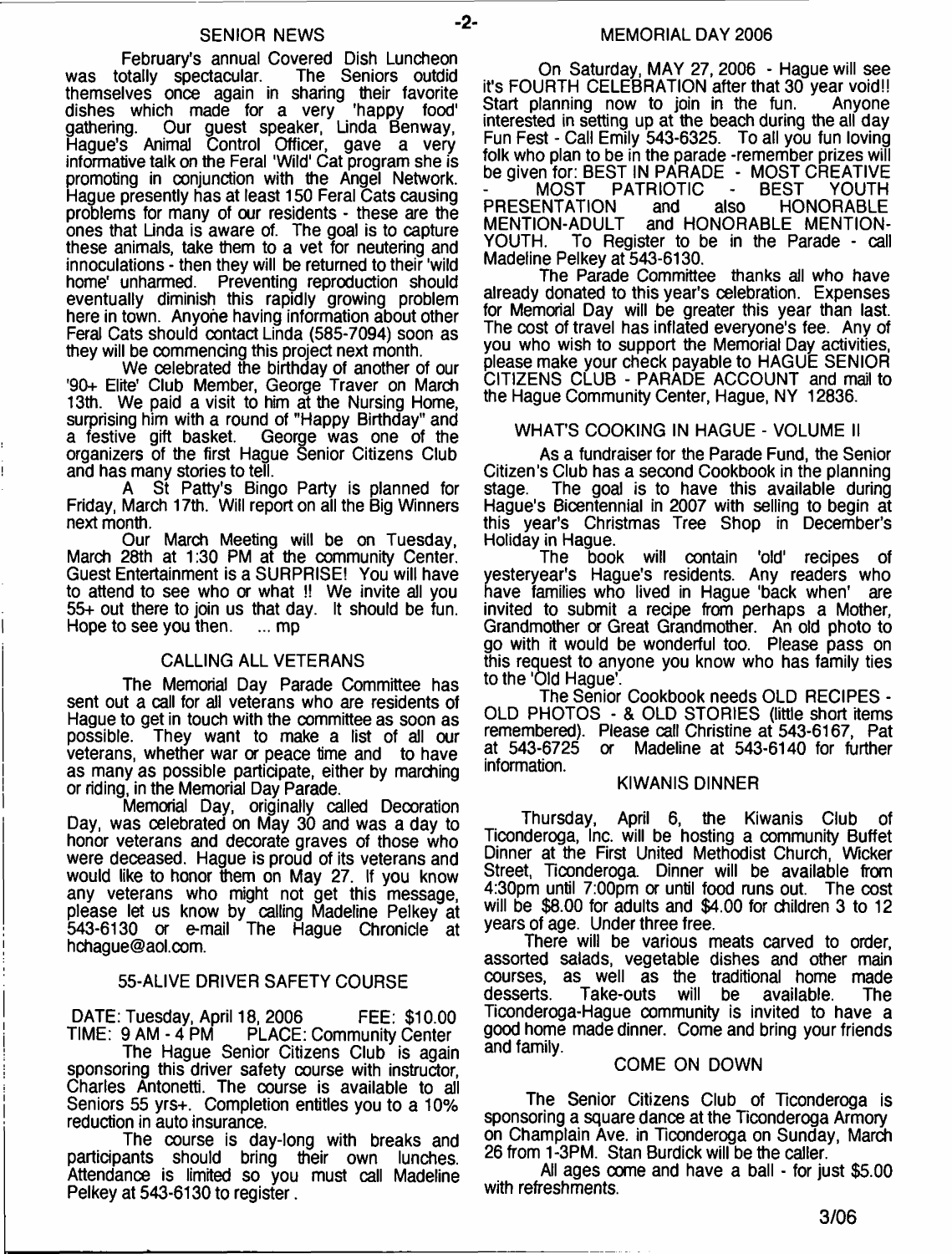## SENIOR NEWS

February's annual Covered Dish Luncheon was totally spectacular. The Seniors outdid themselves once again in sharing their favorite dishes which made for a very 'happy food' gathering. Our guest speaker, Linda Benway, Hague's Animal Control Officer, gave a very informative talk on the Feral 'Wild' Cat program she is promoting in conjunction with the Angel Network. Hague presently has at least 150 Feral Cats causing problems for many of our residents - these are the ones that Linda is aware of. The goal is to capture these animals, take them to a vet for neutering and innoculations - then they will be returned to their 'wild home' unharmed. Preventing reproduction should eventually diminish this rapidly growing problem here in town. Anyone having information about other Feral Cats should contact Linda (585-7094) soon as they will be commencing this project next month.

We celebrated the birthday of another of our '90+ Elite' Club Member, George Traver on March 13th. We paid a visit to him at the Nursing Home, surprising him with a round of "Happy Birthday" and a festive gift basket. George was one of the organizers of the first Hague Senior Citizens Club and has many stories to tell.

A St Patty's Bingo Party is planned for Friday, March 17th. Will report on all the Big Winners next month.

Our March Meeting will be on Tuesday, March 28th at 1:30 PM at the community Center. Guest Entertainment is a SURPRISE! You will have to attend to see who or what !! We invite all you 55+ out there to join us that day. It should be fun. Hope to see you then. ... mp

## CALLING ALL VETERANS

The Memorial Day Parade Committee has sent out a call for all veterans who are residents of Hague to get in touch with the committee as soon as possible. They want to make a list of all our veterans, whether war or peace time and to have as many as possible participate, either by marching or riding, in the Memorial Day Parade.

Memorial Day, originally called Decoration Day, was celebrated on May 30 and was a day to honor veterans and decorate graves of those who were deceased. Hague is proud of its veterans and would like to honor them on May 27. If you know any veterans who might not get this message, please let us know by calling Madeline Pelkey at 543-6130 or e-mail The Hague Chronicle at hchague@aol.com.

## 55-ALIVE DRIVER SAFETY COURSE

DATE: Tuesday, April 18, 2006 FEE: $10.00
TIME: 9 AM - 4 PM PLACE: Community Center

The Hague Senior Citizens Club is again sponsoring this driver safety course with instructor, Charles Antonetti. The course is available to all Seniors 55 yrs+. Completion entitles you to a 10% reduction in auto insurance.

The course is day-long with breaks and participants should bring their own lunches. Attendance is limited so you must call Madeline Pelkey at 543-6130 to register.

## MEMORIAL DAY 2006

On Saturday, MAY 27, 2006 - Hague will see it's FOURTH CELEBRATION after that 30 year void!! Start planning now to join in the fun. Anyone interested in setting up at the beach during the all day Fun Fest - Call Emily 543-6325. To all you fun loving folk who plan to be in the parade -remember prizes will be given for: BEST IN PARADE - MOST CREATIVE - MOST PATRIOTIC - BEST YOUTH PRESENTATION and also HONORABLE MENTION-ADULT and HONORABLE MENTION-YOUTH. To Register to be in the Parade - call Madeline Pelkey at 543-6130.

The Parade Committee thanks all who have already donated to this year's celebration. Expenses for Memorial Day will be greater this year than last. The cost of travel has inflated everyone's fee. Any of you who wish to support the Memorial Day activities, please make your check payable to HAGUE SENIOR CITIZENS CLUB - PARADE ACCOUNT and mail to the Hague Community Center, Hague, NY 12836.

## WHAT'S COOKING IN HAGUE - VOLUME II

As a fundraiser for the Parade Fund, the Senior Citizen's Club has a second Cookbook in the planning stage. The goal is to have this available during Hague's Bicentennial in 2007 with selling to begin at this year's Christmas Tree Shop in December's Holiday in Hague.

The book will contain 'old' recipes of yesteryear's Hague's residents. Any readers who have families who lived in Hague 'back when' are invited to submit a recipe from perhaps a Mother, Grandmother or Great Grandmother. An old photo to go with it would be wonderful too. Please pass on this request to anyone you know who has family ties to the 'Old Hague'.

The Senior Cookbook needs OLD RECIPES - OLD PHOTOS - & OLD STORIES (little short items remembered). Please call Christine at 543-6167, Pat at 543-6725 or Madeline at 543-6140 for further information.

## KIWANIS DINNER

Thursday, April 6, the Kiwanis Club of Ticonderoga, Inc. will be hosting a community Buffet Dinner at the First United Methodist Church, Wicker Street, Ticonderoga. Dinner will be available from 4:30pm until 7:00pm or until food runs out. The cost will be $8.00 for adults and $4.00 for children 3 to 12 years of age. Under three free.

There will be various meats carved to order, assorted salads, vegetable dishes and other main courses, as well as the traditional home made desserts. Take-outs will be available. The Ticonderoga-Hague community is invited to have a good home made dinner. Come and bring your friends and family.

## COME ON DOWN

The Senior Citizens Club of Ticonderoga is sponsoring a square dance at the Ticonderoga Armory on Champlain Ave. in Ticonderoga on Sunday, March 26 from 1-3PM. Stan Burdick will be the caller.

All ages come and have a ball - for just $5.00 with refreshments.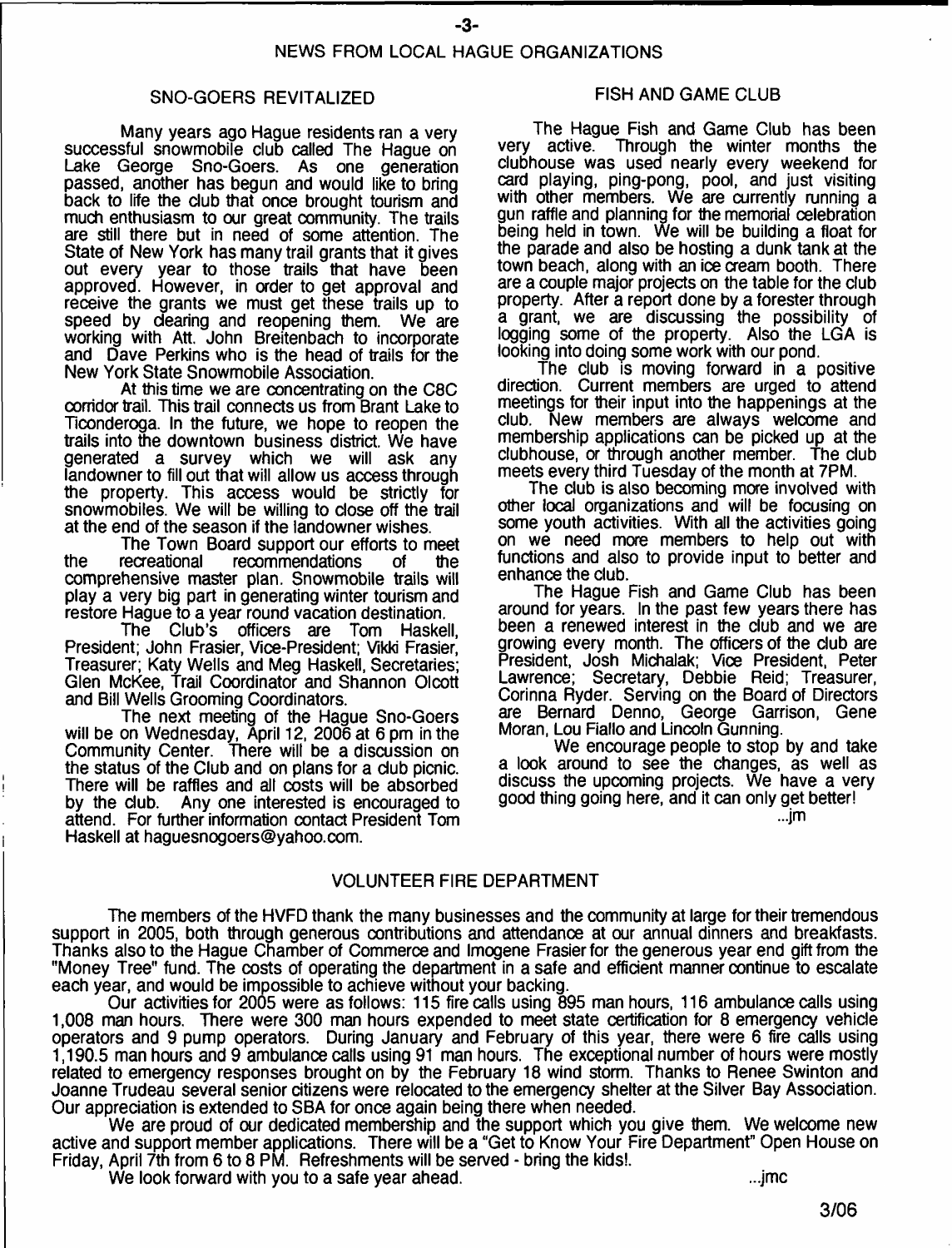## NEWS FROM LOCAL HAGUE ORGANIZATIONS

### SNO-GOERS REVITALIZED

Many years ago Hague residents ran a very successful snowmobile club called The Hague on Lake George Sno-Goers. As one generation passed, another has begun and would like to bring back to life the club that once brought tourism and much enthusiasm to our great community. The trails are still there but in need of some attention. The State of New York has many trail grants that it gives out every year to those trails that have been approved. However, in order to get approval and receive the grants we must get these trails up to speed by clearing and reopening them. We are working with Att. John Breitenbach to incorporate and Dave Perkins who is the head of trails for the New York State Snowmobile Association.

At this time we are concentrating on the C8C corridor trail. This trail connects us from Brant Lake to Ticonderoga. In the future, we hope to reopen the trails into the downtown business district. We have generated a survey which we will ask any landowner to fill out that will allow us access through the property. This access would be strictly for snowmobiles. We will be willing to close off the trail at the end of the season if the landowner wishes.

The Town Board support our efforts to meet the recreational recommendations of the comprehensive master plan. Snowmobile trails will play a very big part in generating winter tourism and restore Hague to a year round vacation destination.

The Club's officers are Tom Haskell, President; John Frasier, Vice-President; Vikki Frasier, Treasurer; Katy Wells and Meg Haskell, Secretaries; Glen McKee, Trail Coordinator and Shannon Olcott and Bill Wells Grooming Coordinators.

The next meeting of the Hague Sno-Goers will be on Wednesday, April 12, 2006 at 6 pm in the Community Center. There will be a discussion on the status of the Club and on plans for a club picnic. There will be raffles and all costs will be absorbed by the club. Any one interested is encouraged to attend. For further information contact President Tom Haskell at haguesnogoers@yahoo.com.

### FISH AND GAME CLUB

The Hague Fish and Game Club has been very active. Through the winter months the clubhouse was used nearly every weekend for card playing, ping-pong, pool, and just visiting with other members. We are currently running a gun raffle and planning for the memorial celebration being held in town. We will be building a float for the parade and also be hosting a dunk tank at the town beach, along with an ice cream booth. There are a couple major projects on the table for the club property. After a report done by a forester through a grant, we are discussing the possibility of logging some of the property. Also the LGA is looking into doing some work with our pond.

The club is moving forward in a positive direction. Current members are urged to attend meetings for their input into the happenings at the club. New members are always welcome and membership applications can be picked up at the clubhouse, or through another member. The club meets every third Tuesday of the month at 7PM.

The club is also becoming more involved with other local organizations and will be focusing on some youth activities. With all the activities going on we need more members to help out with functions and also to provide input to better and enhance the club.

The Hague Fish and Game Club has been around for years. In the past few years there has been a renewed interest in the club and we are growing every month. The officers of the club are President, Josh Michalak; Vice President, Peter Lawrence; Secretary, Debbie Reid; Treasurer, Corinna Ryder. Serving on the Board of Directors are Bernard Denno, George Garrison, Gene Moran, Lou Fiallo and Lincoln Gunning.

We encourage people to stop by and take a look around to see the changes, as well as discuss the upcoming projects. We have a very good thing going here, and it can only get better!

...jm

### VOLUNTEER FIRE DEPARTMENT

The members of the HVFD thank the many businesses and the community at large for their tremendous support in 2005, both through generous contributions and attendance at our annual dinners and breakfasts. Thanks also to the Hague Chamber of Commerce and Imogene Frasier for the generous year end gift from the "Money Tree" fund. The costs of operating the department in a safe and efficient manner continue to escalate each year, and would be impossible to achieve without your backing.

Our activities for 2005 were as follows: 115 fire calls using 895 man hours, 116 ambulance calls using 1,008 man hours. There were 300 man hours expended to meet state certification for 8 emergency vehicle operators and 9 pump operators. During January and February of this year, there were 6 fire calls using 1,190.5 man hours and 9 ambulance calls using 91 man hours. The exceptional number of hours were mostly related to emergency responses brought on by the February 18 wind storm. Thanks to Renee Swinton and Joanne Trudeau several senior citizens were relocated to the emergency shelter at the Silver Bay Association. Our appreciation is extended to SBA for once again being there when needed.

We are proud of our dedicated membership and the support which you give them. We welcome new active and support member applications. There will be a "Get to Know Your Fire Department" Open House on Friday, April 7th from 6 to 8 PM. Refreshments will be served - bring the kids!.

We look forward with you to a safe year ahead.

...jmc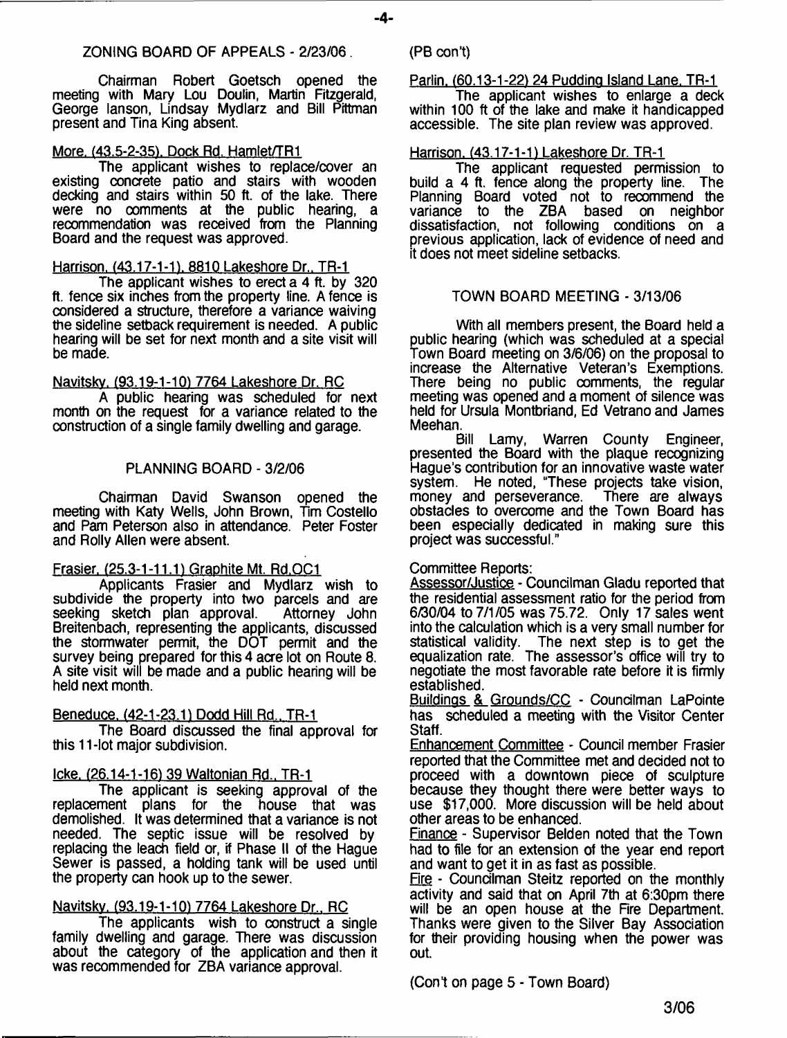## ZONING BOARD OF APPEALS - 2/23/06

Chairman Robert Goetsch opened the meeting with Mary Lou Doulin, Martin Fitzgerald, George Ianson, Lindsay Mydlarz and Bill Pittman present and Tina King absent.

More, (43.5-2-35), Dock Rd. Hamlet/TR1

The applicant wishes to replace/cover an existing concrete patio and stairs with wooden decking and stairs within 50 ft. of the lake. There were no comments at the public hearing, a recommendation was received from the Planning Board and the request was approved.

Harrison, (43.17-1-1), 8810 Lakeshore Dr., TR-1

The applicant wishes to erect a 4 ft. by 320 ft. fence six inches from the property line. A fence is considered a structure, therefore a variance waiving the sideline setback requirement is needed. A public hearing will be set for next month and a site visit will be made.

Navitsky, (93.19-1-10) 7764 Lakeshore Dr. RC

A public hearing was scheduled for next month on the request for a variance related to the construction of a single family dwelling and garage.

## PLANNING BOARD - 3/2/06

Chairman David Swanson opened the meeting with Katy Wells, John Brown, Tim Costello and Pam Peterson also in attendance. Peter Foster and Rolly Allen were absent.

Frasier, (25.3-1-11.1) Graphite Mt. Rd.OC1

Applicants Frasier and Mydlarz wish to subdivide the property into two parcels and are seeking sketch plan approval. Attorney John Breitenbach, representing the applicants, discussed the stormwater permit, the DOT permit and the survey being prepared for this 4 acre lot on Route 8. A site visit will be made and a public hearing will be held next month.

Beneduce, (42-1-23.1) Dodd Hill Rd., TR-1

The Board discussed the final approval for this 11-lot major subdivision.

Icke, (26.14-1-16) 39 Waltonian Rd., TR-1

The applicant is seeking approval of the replacement plans for the house that was demolished. It was determined that a variance is not needed. The septic issue will be resolved by replacing the leach field or, if Phase II of the Hague Sewer is passed, a holding tank will be used until the property can hook up to the sewer.

Navitsky, (93.19-1-10) 7764 Lakeshore Dr., RC

The applicants wish to construct a single family dwelling and garage. There was discussion about the category of the application and then it was recommended for ZBA variance approval.

(PB con't)

Parlin, (60.13-1-22) 24 Pudding Island Lane, TR-1

The applicant wishes to enlarge a deck within 100 ft of the lake and make it handicapped accessible. The site plan review was approved.

Harrison, (43.17-1-1) Lakeshore Dr. TR-1

The applicant requested permission to build a 4 ft. fence along the property line. The Planning Board voted not to recommend the variance to the ZBA based on neighbor dissatisfaction, not following conditions on a previous application, lack of evidence of need and it does not meet sideline setbacks.

## TOWN BOARD MEETING - 3/13/06

With all members present, the Board held a public hearing (which was scheduled at a special Town Board meeting on 3/6/06) on the proposal to increase the Alternative Veteran's Exemptions. There being no public comments, the regular meeting was opened and a moment of silence was held for Ursula Montbriand, Ed Vetrano and James Meehan.

Bill Lamy, Warren County Engineer, presented the Board with the plaque recognizing Hague's contribution for an innovative waste water system. He noted, "These projects take vision, money and perseverance. There are always obstacles to overcome and the Town Board has been especially dedicated in making sure this project was successful."

Committee Reports:

Assessor/Justice - Councilman Gladu reported that the residential assessment ratio for the period from 6/30/04 to 7/1/05 was 75.72. Only 17 sales went into the calculation which is a very small number for statistical validity. The next step is to get the equalization rate. The assessor's office will try to negotiate the most favorable rate before it is firmly established.

Buildings & Grounds/CC - Councilman LaPointe has scheduled a meeting with the Visitor Center Staff.

Enhancement Committee - Council member Frasier reported that the Committee met and decided not to proceed with a downtown piece of sculpture because they thought there were better ways to use $17,000. More discussion will be held about other areas to be enhanced.

Finance - Supervisor Belden noted that the Town had to file for an extension of the year end report and want to get it in as fast as possible.

Fire - Councilman Steitz reported on the monthly activity and said that on April 7th at 6:30pm there will be an open house at the Fire Department. Thanks were given to the Silver Bay Association for their providing housing when the power was out.

(Con't on page 5 - Town Board)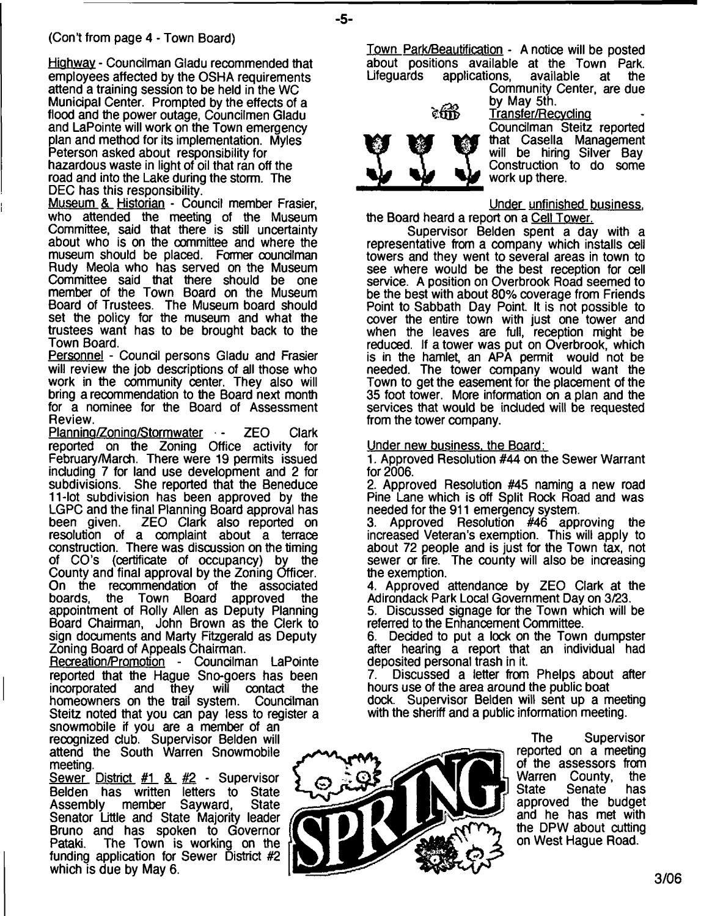(Con't from page 4 - Town Board)

Highway - Councilman Gladu recommended that employees affected by the OSHA requirements attend a training session to be held in the WC Municipal Center. Prompted by the effects of a flood and the power outage, Councilmen Gladu and LaPointe will work on the Town emergency plan and method for its implementation. Myles Peterson asked about responsibility for hazardous waste in light of oil that ran off the road and into the Lake during the storm. The DEC has this responsibility.

Museum & Historian - Council member Frasier, who attended the meeting of the Museum Committee, said that there is still uncertainty about who is on the committee and where the museum should be placed. Former councilman Rudy Meola who has served on the Museum Committee said that there should be one member of the Town Board on the Museum Board of Trustees. The Museum board should set the policy for the museum and what the trustees want has to be brought back to the Town Board.

Personnel - Council persons Gladu and Frasier will review the job descriptions of all those who work in the community center. They also will bring a recommendation to the Board next month for a nominee for the Board of Assessment Review.

Planning/Zoning/Stormwater - ZEO Clark reported on the Zoning Office activity for February/March. There were 19 permits issued including 7 for land use development and 2 for subdivisions. She reported that the Beneduce 11-lot subdivision has been approved by the LGPC and the final Planning Board approval has been given. ZEO Clark also reported on resolution of a complaint about a terrace construction. There was discussion on the timing of CO's (certificate of occupancy) by the County and final approval by the Zoning Officer. On the recommendation of the associated boards, the Town Board approved the appointment of Rolly Allen as Deputy Planning Board Chairman, John Brown as the Clerk to sign documents and Marty Fitzgerald as Deputy Zoning Board of Appeals Chairman.

Recreation/Promotion - Councilman LaPointe reported that the Hague Sno-goers has been incorporated and they will contact the homeowners on the trail system. Councilman Steitz noted that you can pay less to register a snowmobile if you are a member of an recognized club. Supervisor Belden will attend the South Warren Snowmobile meeting.

Sewer District #1 & #2 - Supervisor Belden has written letters to State Assembly member Sayward, State Senator Little and State Majority leader Bruno and has spoken to Governor Pataki. The Town is working on the funding application for Sewer District #2 which is due by May 6.

Town Park/Beautification - A notice will be posted about positions available at the Town Park. Lifeguards applications, available at the Community Center, are due by May 5th.

Transfer/Recycling - Councilman Steitz reported that Casella Management will be hiring Silver Bay Construction to do some work up there.

Under unfinished business, the Board heard a report on a Cell Tower.

Supervisor Belden spent a day with a representative from a company which installs cell towers and they went to several areas in town to see where would be the best reception for cell service. A position on Overbrook Road seemed to be the best with about 80% coverage from Friends Point to Sabbath Day Point. It is not possible to cover the entire town with just one tower and when the leaves are full, reception might be reduced. If a tower was put on Overbrook, which is in the hamlet, an APA permit would not be needed. The tower company would want the Town to get the easement for the placement of the 35 foot tower. More information on a plan and the services that would be included will be requested from the tower company.

Under new business, the Board:

1. Approved Resolution #44 on the Sewer Warrant for 2006.
2. Approved Resolution #45 naming a new road Pine Lane which is off Split Rock Road and was needed for the 911 emergency system.
3. Approved Resolution #46 approving the increased Veteran's exemption. This will apply to about 72 people and is just for the Town tax, not sewer or fire. The county will also be increasing the exemption.
4. Approved attendance by ZEO Clark at the Adirondack Park Local Government Day on 3/23.
5. Discussed signage for the Town which will be referred to the Enhancement Committee.
6. Decided to put a lock on the Town dumpster after hearing a report that an individual had deposited personal trash in it.
7. Discussed a letter from Phelps about after hours use of the area around the public boat dock. Supervisor Belden will sent up a meeting with the sheriff and a public information meeting.

The Supervisor reported on a meeting of the assessors from Warren County, the State Senate has approved the budget and he has met with the DPW about cutting on West Hague Road.

3/06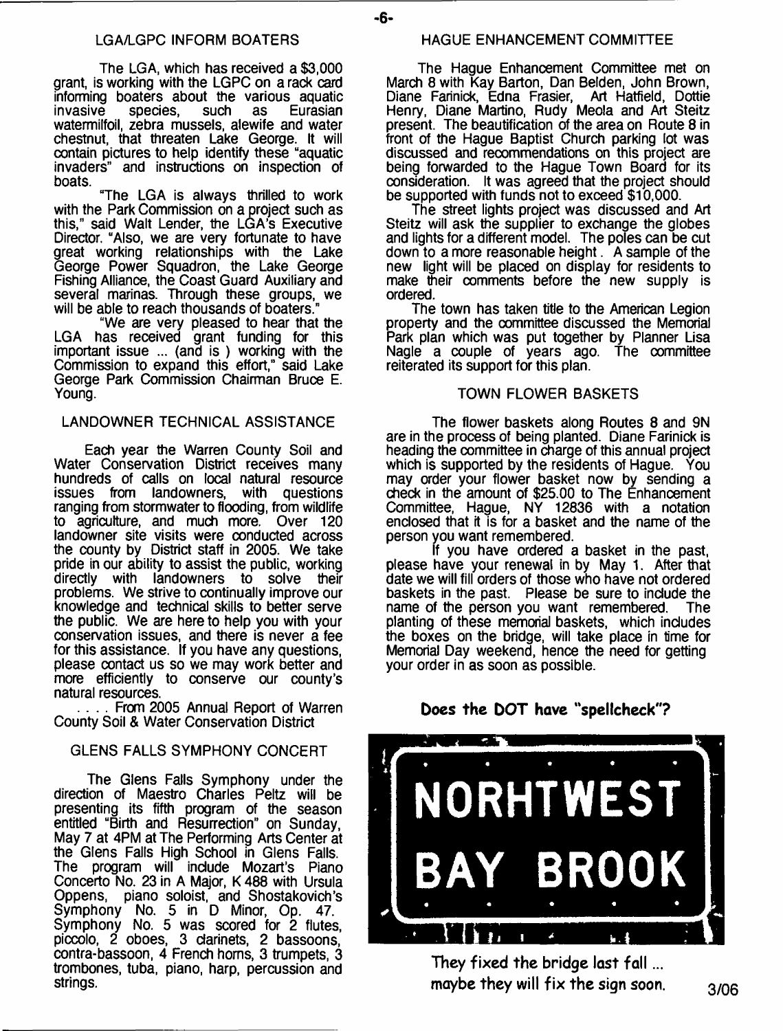## LGA/LGPC INFORM BOATERS

The LGA, which has received a $3,000 grant, is working with the LGPC on a rack card informing boaters about the various aquatic invasive species, such as Eurasian watermilfoil, zebra mussels, alewife and water chestnut, that threaten Lake George. It will contain pictures to help identify these "aquatic invaders" and instructions on inspection of boats.

"The LGA is always thrilled to work with the Park Commission on a project such as this," said Walt Lender, the LGA's Executive Director. "Also, we are very fortunate to have great working relationships with the Lake George Power Squadron, the Lake George Fishing Alliance, the Coast Guard Auxiliary and several marinas. Through these groups, we will be able to reach thousands of boaters."

"We are very pleased to hear that the LGA has received grant funding for this important issue ... (and is ) working with the Commission to expand this effort," said Lake George Park Commission Chairman Bruce E. Young.

## LANDOWNER TECHNICAL ASSISTANCE

Each year the Warren County Soil and Water Conservation District receives many hundreds of calls on local natural resource issues from landowners, with questions ranging from stormwater to flooding, from wildlife to agriculture, and much more. Over 120 landowner site visits were conducted across the county by District staff in 2005. We take pride in our ability to assist the public, working directly with landowners to solve their problems. We strive to continually improve our knowledge and technical skills to better serve the public. We are here to help you with your conservation issues, and there is never a fee for this assistance. If you have any questions, please contact us so we may work better and more efficiently to conserve our county's natural resources.

. . . . From 2005 Annual Report of Warren County Soil & Water Conservation District

## GLENS FALLS SYMPHONY CONCERT

The Glens Falls Symphony under the direction of Maestro Charles Peltz will be presenting its fifth program of the season entitled "Birth and Resurrection" on Sunday, May 7 at 4PM at The Performing Arts Center at the Glens Falls High School in Glens Falls. The program will include Mozart's Piano Concerto No. 23 in A Major, K 488 with Ursula Oppens, piano soloist, and Shostakovich's Symphony No. 5 in D Minor, Op. 47. Symphony No. 5 was scored for 2 flutes, piccolo, 2 oboes, 3 clarinets, 2 bassoons, contra-bassoon, 4 French horns, 3 trumpets, 3 trombones, tuba, piano, harp, percussion and strings.

## HAGUE ENHANCEMENT COMMITTEE

The Hague Enhancement Committee met on March 8 with Kay Barton, Dan Belden, John Brown, Diane Farinick, Edna Frasier, Art Hatfield, Dottie Henry, Diane Martino, Rudy Meola and Art Steitz present. The beautification of the area on Route 8 in front of the Hague Baptist Church parking lot was discussed and recommendations on this project are being forwarded to the Hague Town Board for its consideration. It was agreed that the project should be supported with funds not to exceed $10,000.

The street lights project was discussed and Art Steitz will ask the supplier to exchange the globes and lights for a different model. The poles can be cut down to a more reasonable height. A sample of the new light will be placed on display for residents to make their comments before the new supply is ordered.

The town has taken title to the American Legion property and the committee discussed the Memorial Park plan which was put together by Planner Lisa Nagle a couple of years ago. The committee reiterated its support for this plan.

## TOWN FLOWER BASKETS

The flower baskets along Routes 8 and 9N are in the process of being planted. Diane Farinick is heading the committee in charge of this annual project which is supported by the residents of Hague. You may order your flower basket now by sending a check in the amount of $25.00 to The Enhancement Committee, Hague, NY 12836 with a notation enclosed that it is for a basket and the name of the person you want remembered.

If you have ordered a basket in the past, please have your renewal in by May 1. After that date we will fill orders of those who have not ordered baskets in the past. Please be sure to include the name of the person you want remembered. The planting of these memorial baskets, which includes the boxes on the bridge, will take place in time for Memorial Day weekend, hence the need for getting your order in as soon as possible.

**Does the DOT have "spellcheck"?**

NORHTWEST BAY BROOK

They fixed the bridge last fall ... maybe they will fix the sign soon.

3/06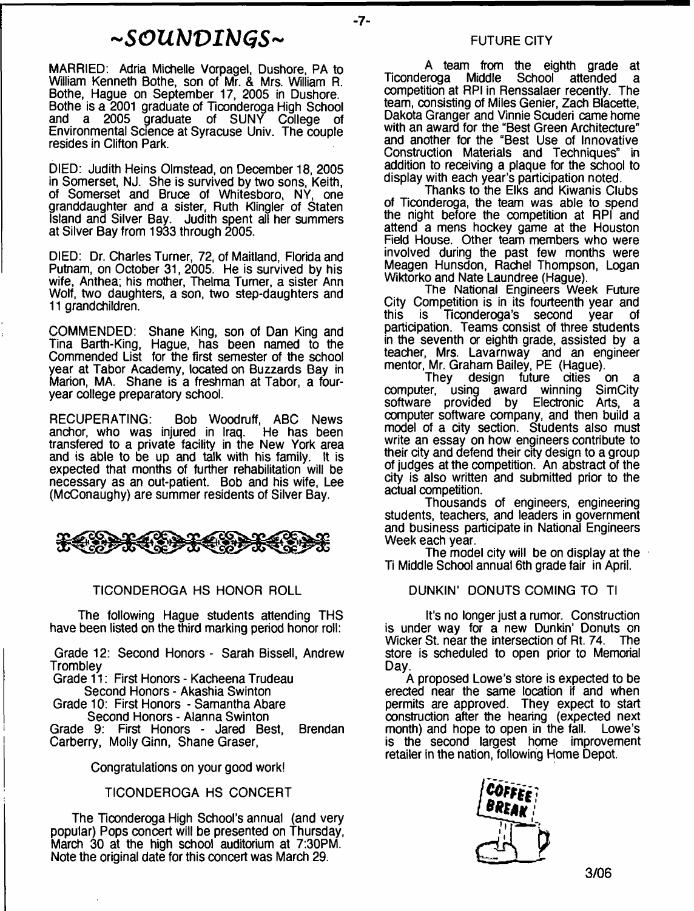# ~SOUNDINGS~

MARRIED: Adria Michelle Vorpagel, Dushore, PA to William Kenneth Bothe, son of Mr. & Mrs. William R. Bothe, Hague on September 17, 2005 in Dushore. Bothe is a 2001 graduate of Ticonderoga High School and a 2005 graduate of SUNY College of Environmental Science at Syracuse Univ. The couple resides in Clifton Park.

DIED: Judith Heins Olmstead, on December 18, 2005 in Somerset, NJ. She is survived by two sons, Keith, of Somerset and Bruce of Whitesboro, NY, one granddaughter and a sister, Ruth Klingler of Staten Island and Silver Bay. Judith spent all her summers at Silver Bay from 1933 through 2005.

DIED: Dr. Charles Turner, 72, of Maitland, Florida and Putnam, on October 31, 2005. He is survived by his wife, Anthea; his mother, Thelma Turner, a sister Ann Wolf, two daughters, a son, two step-daughters and 11 grandchildren.

COMMENDED: Shane King, son of Dan King and Tina Barth-King, Hague, has been named to the Commended List for the first semester of the school year at Tabor Academy, located on Buzzards Bay in Marion, MA. Shane is a freshman at Tabor, a four-year college preparatory school.

RECUPERATING: Bob Woodruff, ABC News anchor, who was injured in Iraq. He has been transfered to a private facility in the New York area and is able to be up and talk with his family. It is expected that months of further rehabilitation will be necessary as an out-patient. Bob and his wife, Lee (McConaughy) are summer residents of Silver Bay.

## TICONDEROGA HS HONOR ROLL

The following Hague students attending THS have been listed on the third marking period honor roll:

Grade 12: Second Honors - Sarah Bissell, Andrew Trombley

Grade 11: First Honors - Kacheena Trudeau
Second Honors - Akashia Swinton

Grade 10: First Honors - Samantha Abare
Second Honors - Alanna Swinton

Grade 9: First Honors - Jared Best, Brendan Carberry, Molly Ginn, Shane Graser,

Congratulations on your good work!

## TICONDEROGA HS CONCERT

The Ticonderoga High School's annual (and very popular) Pops concert will be presented on Thursday, March 30 at the high school auditorium at 7:30PM. Note the original date for this concert was March 29.

## FUTURE CITY

A team from the eighth grade at Ticonderoga Middle School attended a competition at RPI in Renssalaer recently. The team, consisting of Miles Genier, Zach Blacette, Dakota Granger and Vinnie Scuderi came home with an award for the "Best Green Architecture" and another for the "Best Use of Innovative Construction Materials and Techniques" in addition to receiving a plaque for the school to display with each year's participation noted.

Thanks to the Elks and Kiwanis Clubs of Ticonderoga, the team was able to spend the night before the competition at RPI and attend a mens hockey game at the Houston Field House. Other team members who were involved during the past few months were Meagen Hunsdon, Rachel Thompson, Logan Wiktorko and Nate Laundree (Hague).

The National Engineers Week Future City Competition is in its fourteenth year and this is Ticonderoga's second year of participation. Teams consist of three students in the seventh or eighth grade, assisted by a teacher, Mrs. Lavarnway and an engineer mentor, Mr. Graham Bailey, PE (Hague).

They design future cities on a computer, using award winning SimCity software provided by Electronic Arts, a computer software company, and then build a model of a city section. Students also must write an essay on how engineers contribute to their city and defend their city design to a group of judges at the competition. An abstract of the city is also written and submitted prior to the actual competition.

Thousands of engineers, engineering students, teachers, and leaders in government and business participate in National Engineers Week each year.

The model city will be on display at the Ti Middle School annual 6th grade fair in April.

## DUNKIN' DONUTS COMING TO TI

It's no longer just a rumor. Construction is under way for a new Dunkin' Donuts on Wicker St. near the intersection of Rt. 74. The store is scheduled to open prior to Memorial Day.

A proposed Lowe's store is expected to be erected near the same location if and when permits are approved. They expect to start construction after the hearing (expected next month) and hope to open in the fall. Lowe's is the second largest home improvement retailer in the nation, following Home Depot.

3/06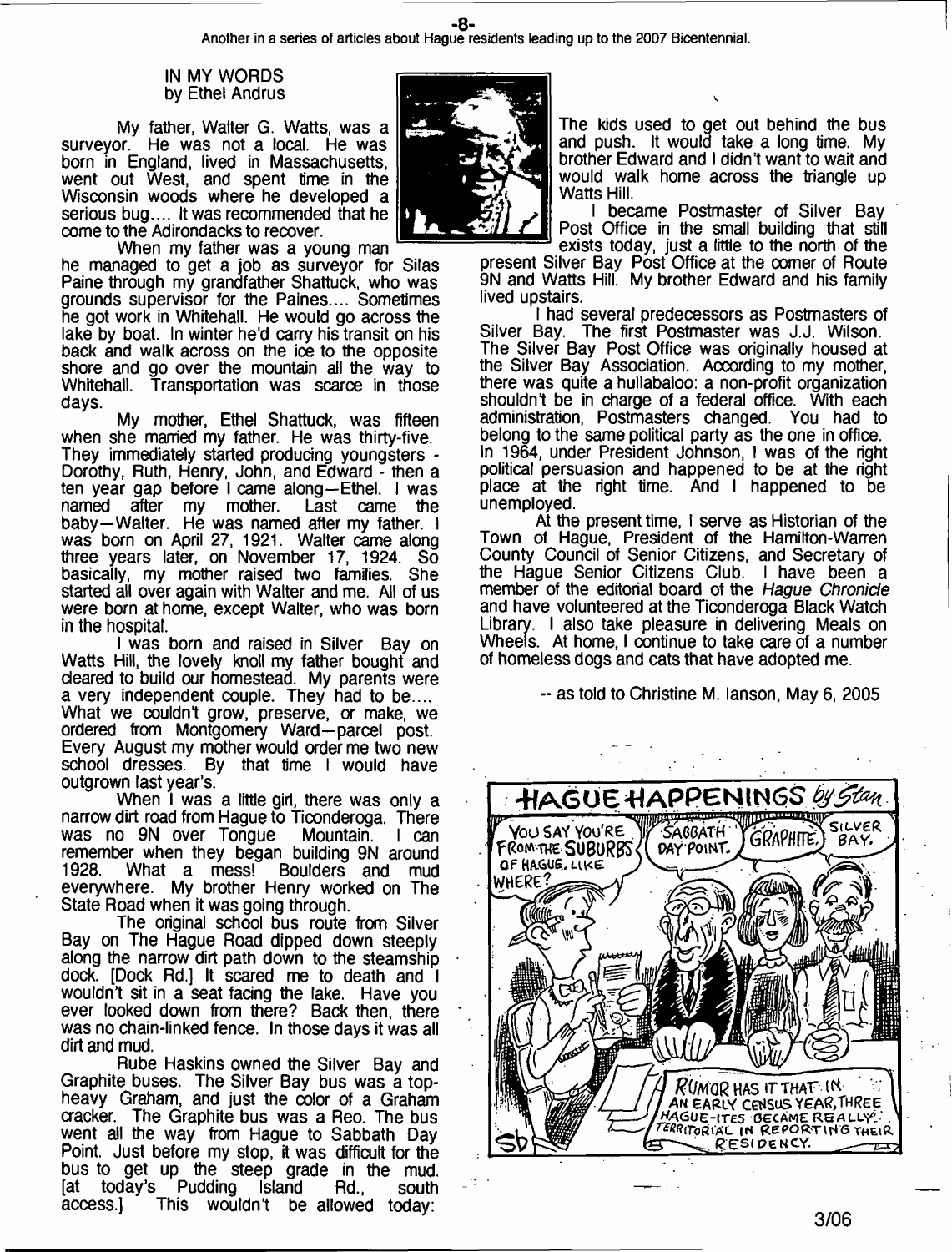Another in a series of articles about Hague residents leading up to the 2007 Bicentennial.

## IN MY WORDS
by Ethel Andrus

My father, Walter G. Watts, was a surveyor. He was not a local. He was born in England, lived in Massachusetts, went out West, and spent time in the Wisconsin woods where he developed a serious bug.... It was recommended that he come to the Adirondacks to recover.

When my father was a young man he managed to get a job as surveyor for Silas Paine through my grandfather Shattuck, who was grounds supervisor for the Paines.... Sometimes he got work in Whitehall. He would go across the lake by boat. In winter he'd carry his transit on his back and walk across on the ice to the opposite shore and go over the mountain all the way to Whitehall. Transportation was scarce in those days.

My mother, Ethel Shattuck, was fifteen when she married my father. He was thirty-five. They immediately started producing youngsters - Dorothy, Ruth, Henry, John, and Edward - then a ten year gap before I came along—Ethel. I was named after my mother. Last came the baby—Walter. He was named after my father. I was born on April 27, 1921. Walter came along three years later, on November 17, 1924. So basically, my mother raised two families. She started all over again with Walter and me. All of us were born at home, except Walter, who was born in the hospital.

I was born and raised in Silver Bay on Watts Hill, the lovely knoll my father bought and cleared to build our homestead. My parents were a very independent couple. They had to be.... What we couldn't grow, preserve, or make, we ordered from Montgomery Ward—parcel post. Every August my mother would order me two new school dresses. By that time I would have outgrown last year's.

When I was a little girl, there was only a narrow dirt road from Hague to Ticonderoga. There was no 9N over Tongue Mountain. I can remember when they began building 9N around 1928. What a mess! Boulders and mud everywhere. My brother Henry worked on The State Road when it was going through.

The original school bus route from Silver Bay on The Hague Road dipped down steeply along the narrow dirt path down to the steamship dock. [Dock Rd.] It scared me to death and I wouldn't sit in a seat facing the lake. Have you ever looked down from there? Back then, there was no chain-linked fence. In those days it was all dirt and mud.

Rube Haskins owned the Silver Bay and Graphite buses. The Silver Bay bus was a top-heavy Graham, and just the color of a Graham cracker. The Graphite bus was a Reo. The bus went all the way from Hague to Sabbath Day Point. Just before my stop, it was difficult for the bus to get up the steep grade in the mud. [at today's Pudding Island Rd., south access.] This wouldn't be allowed today: The kids used to get out behind the bus and push. It would take a long time. My brother Edward and I didn't want to wait and would walk home across the triangle up Watts Hill.

I became Postmaster of Silver Bay Post Office in the small building that still exists today, just a little to the north of the present Silver Bay Post Office at the corner of Route 9N and Watts Hill. My brother Edward and his family lived upstairs.

I had several predecessors as Postmasters of Silver Bay. The first Postmaster was J.J. Wilson. The Silver Bay Post Office was originally housed at the Silver Bay Association. According to my mother, there was quite a hullabaloo: a non-profit organization shouldn't be in charge of a federal office. With each administration, Postmasters changed. You had to belong to the same political party as the one in office. In 1964, under President Johnson, I was of the right political persuasion and happened to be at the right place at the right time. And I happened to be unemployed.

At the present time, I serve as Historian of the Town of Hague, President of the Hamilton-Warren County Council of Senior Citizens, and Secretary of the Hague Senior Citizens Club. I have been a member of the editorial board of the *Hague Chronicle* and have volunteered at the Ticonderoga Black Watch Library. I also take pleasure in delivering Meals on Wheels. At home, I continue to take care of a number of homeless dogs and cats that have adopted me.

-- as told to Christine M. Ianson, May 6, 2005

**HAGUE HAPPENINGS** *by Stan*

YOU SAY YOU'RE FROM THE SUBURBS OF HAGUE. LIKE WHERE?

SABBATH DAY POINT. — GRAPHITE. — SILVER BAY.

RUMOR HAS IT THAT IN AN EARLY CENSUS YEAR, THREE HAGUE-ITES BECAME REALLY TERRITORIAL IN REPORTING THEIR RESIDENCY.

3/06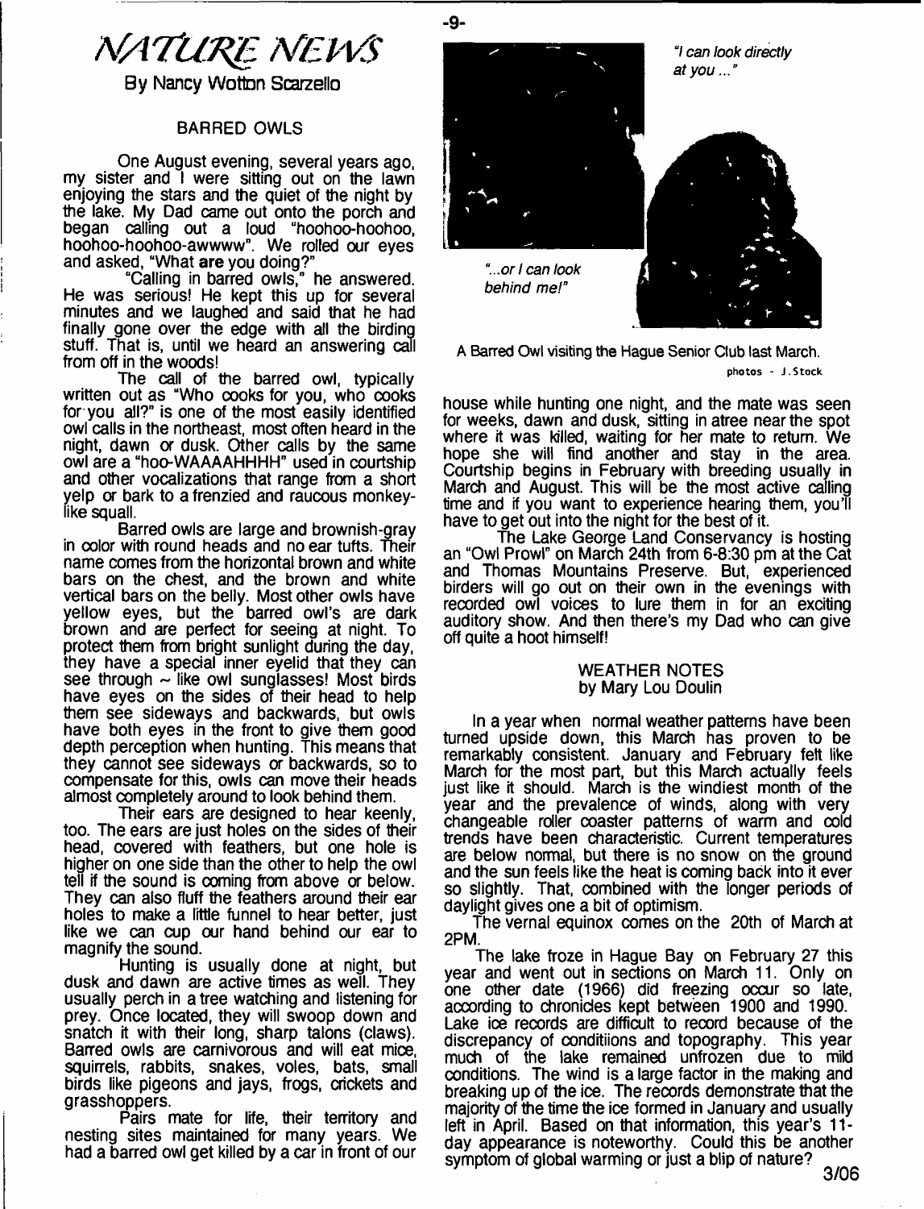# NATURE NEWS

By Nancy Wotton Scarzello

## BARRED OWLS

One August evening, several years ago, my sister and I were sitting out on the lawn enjoying the stars and the quiet of the night by the lake. My Dad came out onto the porch and began calling out a loud "hoohoo-hoohoo, hoohoo-hoohoo-awwww". We rolled our eyes and asked, "What **are** you doing?"

"Calling in barred owls," he answered. He was serious! He kept this up for several minutes and we laughed and said that he had finally gone over the edge with all the birding stuff. That is, until we heard an answering call from off in the woods!

The call of the barred owl, typically written out as "Who cooks for you, who cooks for you all?" is one of the most easily identified owl calls in the northeast, most often heard in the night, dawn or dusk. Other calls by the same owl are a "hoo-WAAAAHHHH" used in courtship and other vocalizations that range from a short yelp or bark to a frenzied and raucous monkey-like squall.

Barred owls are large and brownish-gray in color with round heads and no ear tufts. Their name comes from the horizontal brown and white bars on the chest, and the brown and white vertical bars on the belly. Most other owls have yellow eyes, but the barred owl's are dark brown and are perfect for seeing at night. To protect them from bright sunlight during the day, they have a special inner eyelid that they can see through ~ like owl sunglasses! Most birds have eyes on the sides of their head to help them see sideways and backwards, but owls have both eyes in the front to give them good depth perception when hunting. This means that they cannot see sideways or backwards, so to compensate for this, owls can move their heads almost completely around to look behind them.

Their ears are designed to hear keenly, too. The ears are just holes on the sides of their head, covered with feathers, but one hole is higher on one side than the other to help the owl tell if the sound is coming from above or below. They can also fluff the feathers around their ear holes to make a little funnel to hear better, just like we can cup our hand behind our ear to magnify the sound.

Hunting is usually done at night, but dusk and dawn are active times as well. They usually perch in a tree watching and listening for prey. Once located, they will swoop down and snatch it with their long, sharp talons (claws). Barred owls are carnivorous and will eat mice, squirrels, rabbits, snakes, voles, bats, small birds like pigeons and jays, frogs, crickets and grasshoppers.

Pairs mate for life, their territory and nesting sites maintained for many years. We had a barred owl get killed by a car in front of our house while hunting one night, and the mate was seen for weeks, dawn and dusk, sitting in atree near the spot where it was killed, waiting for her mate to return. We hope she will find another and stay in the area. Courtship begins in February with breeding usually in March and August. This will be the most active calling time and if you want to experience hearing them, you'll have to get out into the night for the best of it.

*"I can look directly at you ..."*

*"...or I can look behind me!"*

A Barred Owl visiting the Hague Senior Club last March.
photos - J.Stock

The Lake George Land Conservancy is hosting an "Owl Prowl" on March 24th from 6-8:30 pm at the Cat and Thomas Mountains Preserve. But, experienced birders will go out on their own in the evenings with recorded owl voices to lure them in for an exciting auditory show. And then there's my Dad who can give off quite a hoot himself!

## WEATHER NOTES
by Mary Lou Doulin

In a year when normal weather patterns have been turned upside down, this March has proven to be remarkably consistent. January and February felt like March for the most part, but this March actually feels just like it should. March is the windiest month of the year and the prevalence of winds, along with very changeable roller coaster patterns of warm and cold trends have been characteristic. Current temperatures are below normal, but there is no snow on the ground and the sun feels like the heat is coming back into it ever so slightly. That, combined with the longer periods of daylight gives one a bit of optimism.

The vernal equinox comes on the 20th of March at 2PM.

The lake froze in Hague Bay on February 27 this year and went out in sections on March 11. Only on one other date (1966) did freezing occur so late, according to chronicles kept between 1900 and 1990. Lake ice records are difficult to record because of the discrepancy of conditiions and topography. This year much of the lake remained unfrozen due to mild conditions. The wind is a large factor in the making and breaking up of the ice. The records demonstrate that the majority of the time the ice formed in January and usually left in April. Based on that information, this year's 11-day appearance is noteworthy. Could this be another symptom of global warming or just a blip of nature?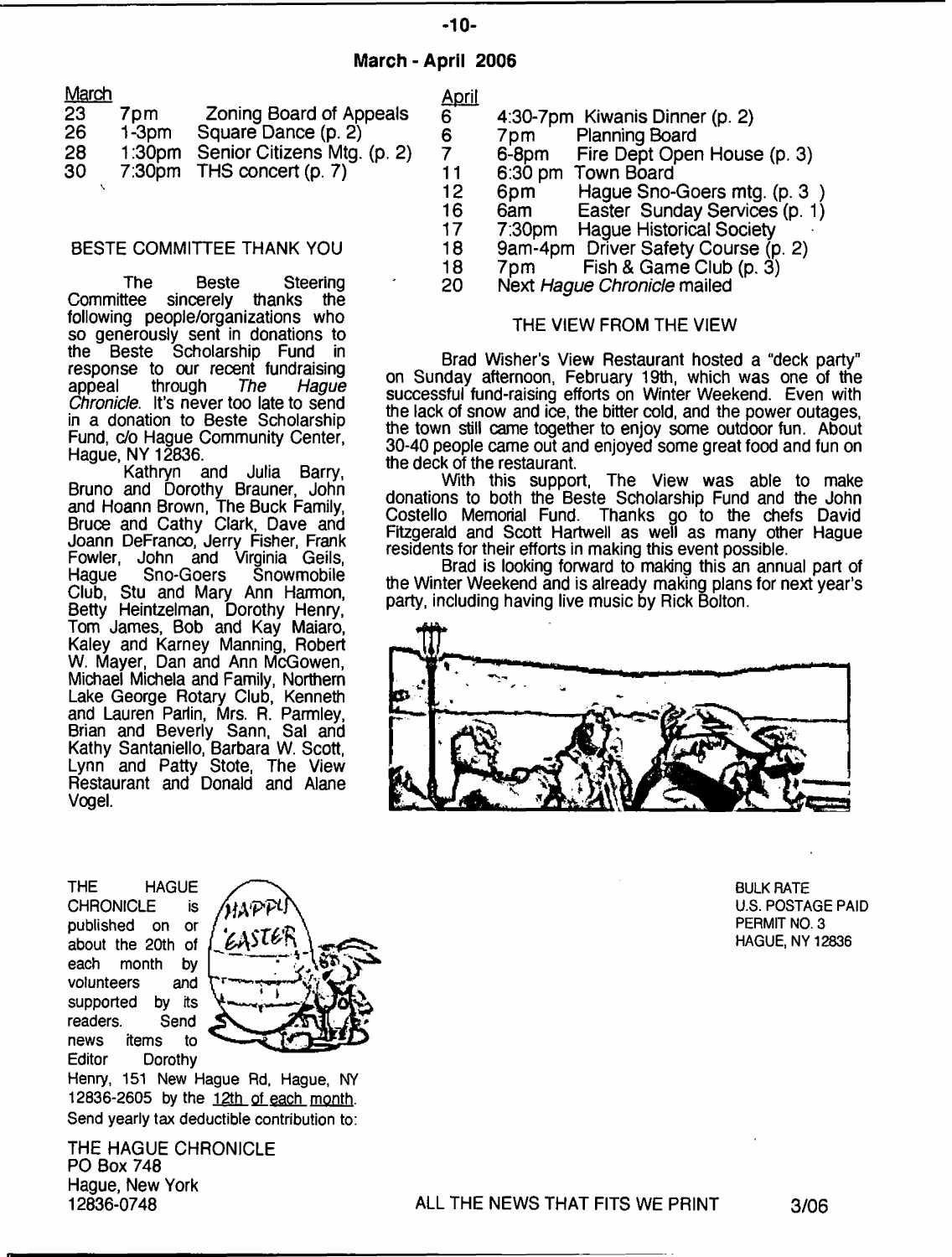## March - April 2006

**March**

| | | |
|---|---|---|
| 23 | 7pm | Zoning Board of Appeals |
| 26 | 1-3pm | Square Dance (p. 2) |
| 28 | 1:30pm | Senior Citizens Mtg. (p. 2) |
| 30 | 7:30pm | THS concert (p. 7) |

### BESTE COMMITTEE THANK YOU

The Beste Steering Committee sincerely thanks the following people/organizations who so generously sent in donations to the Beste Scholarship Fund in response to our recent fundraising appeal through *The Hague Chronicle*. It's never too late to send in a donation to Beste Scholarship Fund, c/o Hague Community Center, Hague, NY 12836.

Kathryn and Julia Barry, Bruno and Dorothy Brauner, John and Hoann Brown, The Buck Family, Bruce and Cathy Clark, Dave and Joann DeFranco, Jerry Fisher, Frank Fowler, John and Virginia Geils, Hague Sno-Goers Snowmobile Club, Stu and Mary Ann Harmon, Betty Heintzelman, Dorothy Henry, Tom James, Bob and Kay Maiaro, Kaley and Karney Manning, Robert W. Mayer, Dan and Ann McGowen, Michael Michela and Family, Northern Lake George Rotary Club, Kenneth and Lauren Parlin, Mrs. R. Parmley, Brian and Beverly Sann, Sal and Kathy Santaniello, Barbara W. Scott, Lynn and Patty Stote, The View Restaurant and Donald and Alane Vogel.

**April**

| | | |
|---|---|---|
| 6 | 4:30-7pm | Kiwanis Dinner (p. 2) |
| 6 | 7pm | Planning Board |
| 7 | 6-8pm | Fire Dept Open House (p. 3) |
| 11 | 6:30 pm | Town Board |
| 12 | 6pm | Hague Sno-Goers mtg. (p. 3 ) |
| 16 | 6am | Easter Sunday Services (p. 1) |
| 17 | 7:30pm | Hague Historical Society |
| 18 | 9am-4pm | Driver Safety Course (p. 2) |
| 18 | 7pm | Fish & Game Club (p. 3) |
| 20 | | Next *Hague Chronicle* mailed |

### THE VIEW FROM THE VIEW

Brad Wisher's View Restaurant hosted a "deck party" on Sunday afternoon, February 19th, which was one of the successful fund-raising efforts on Winter Weekend. Even with the lack of snow and ice, the bitter cold, and the power outages, the town still came together to enjoy some outdoor fun. About 30-40 people came out and enjoyed some great food and fun on the deck of the restaurant.

With this support, The View was able to make donations to both the Beste Scholarship Fund and the John Costello Memorial Fund. Thanks go to the chefs David Fitzgerald and Scott Hartwell as well as many other Hague residents for their efforts in making this event possible.

Brad is looking forward to making this an annual part of the Winter Weekend and is already making plans for next year's party, including having live music by Rick Bolton.

THE HAGUE CHRONICLE is published on or about the 20th of each month by volunteers and supported by its readers. Send news items to Editor Dorothy Henry, 151 New Hague Rd, Hague, NY 12836-2605 by the 12th of each month. Send yearly tax deductible contribution to:

THE HAGUE CHRONICLE
PO Box 748
Hague, New York
12836-0748

BULK RATE
U.S. POSTAGE PAID
PERMIT NO. 3
HAGUE, NY 12836

ALL THE NEWS THAT FITS WE PRINT 3/06